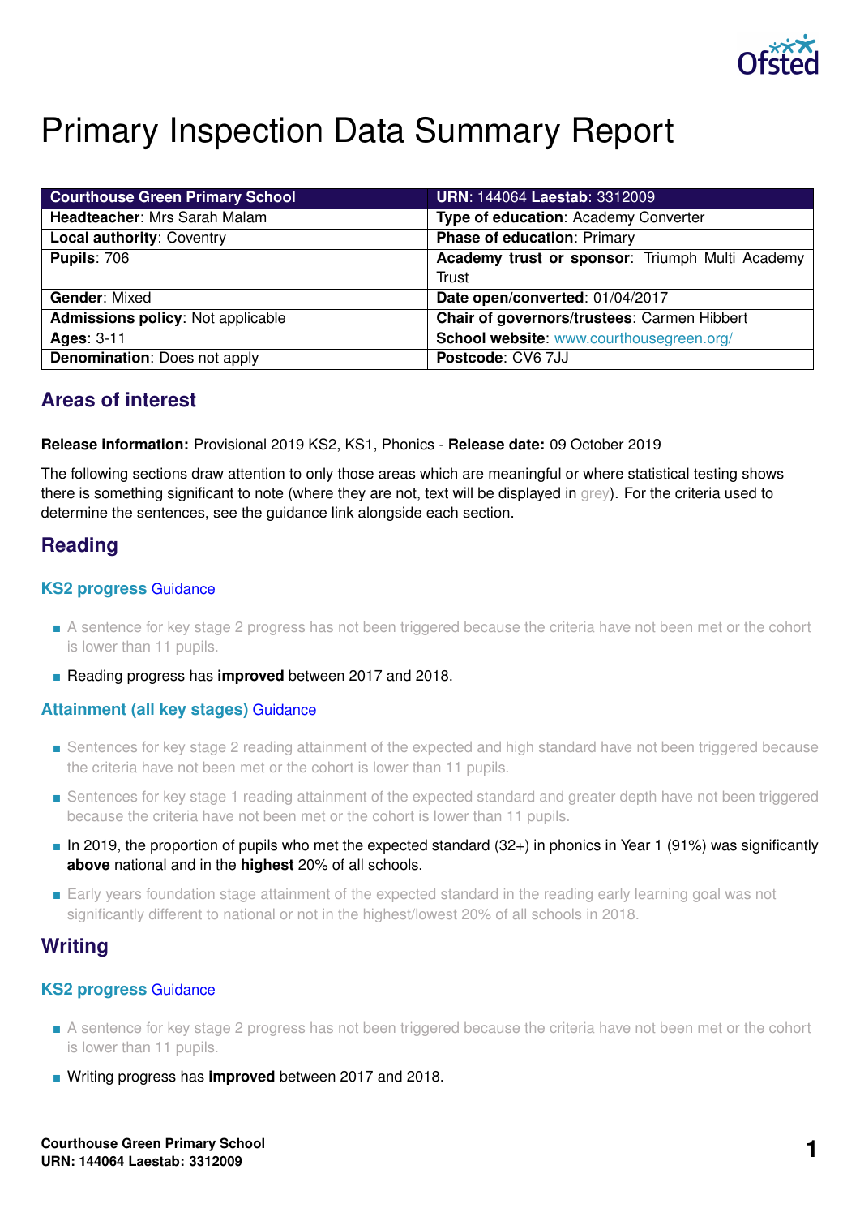# Primary Inspection Data Summary Report

| **Courthouse Green Primary School** | **URN**: 144064 **Laestab**: 3312009 |
|---|---|
| **Headteacher**: Mrs Sarah Malam | **Type of education**: Academy Converter |
| **Local authority**: Coventry | **Phase of education**: Primary |
| **Pupils**: 706 | **Academy trust or sponsor**: Triumph Multi Academy Trust |
| **Gender**: Mixed | **Date open/converted**: 01/04/2017 |
| **Admissions policy**: Not applicable | **Chair of governors/trustees**: Carmen Hibbert |
| **Ages**: 3-11 | **School website**: www.courthousegreen.org/ |
| **Denomination**: Does not apply | **Postcode**: CV6 7JJ |

## Areas of interest

**Release information:** Provisional 2019 KS2, KS1, Phonics - **Release date:** 09 October 2019

The following sections draw attention to only those areas which are meaningful or where statistical testing shows there is something significant to note (where they are not, text will be displayed in grey). For the criteria used to determine the sentences, see the guidance link alongside each section.

## Reading

### KS2 progress Guidance

- A sentence for key stage 2 progress has not been triggered because the criteria have not been met or the cohort is lower than 11 pupils.
- Reading progress has **improved** between 2017 and 2018.

### Attainment (all key stages) Guidance

- Sentences for key stage 2 reading attainment of the expected and high standard have not been triggered because the criteria have not been met or the cohort is lower than 11 pupils.
- Sentences for key stage 1 reading attainment of the expected standard and greater depth have not been triggered because the criteria have not been met or the cohort is lower than 11 pupils.
- In 2019, the proportion of pupils who met the expected standard (32+) in phonics in Year 1 (91%) was significantly **above** national and in the **highest** 20% of all schools.
- Early years foundation stage attainment of the expected standard in the reading early learning goal was not significantly different to national or not in the highest/lowest 20% of all schools in 2018.

## Writing

### KS2 progress Guidance

- A sentence for key stage 2 progress has not been triggered because the criteria have not been met or the cohort is lower than 11 pupils.
- Writing progress has **improved** between 2017 and 2018.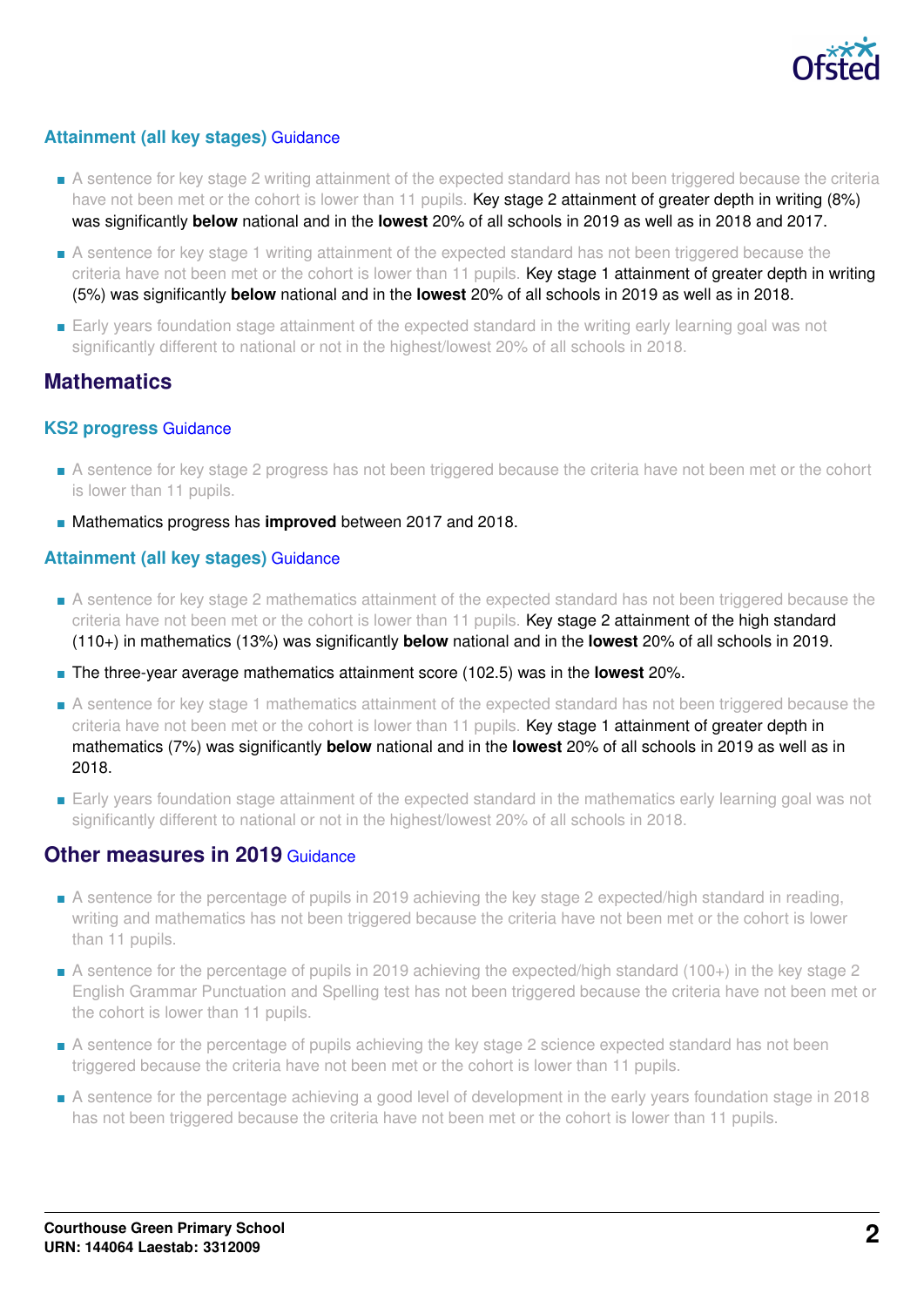### Attainment (all key stages) Guidance

- A sentence for key stage 2 writing attainment of the expected standard has not been triggered because the criteria have not been met or the cohort is lower than 11 pupils. Key stage 2 attainment of greater depth in writing (8%) was significantly **below** national and in the **lowest** 20% of all schools in 2019 as well as in 2018 and 2017.
- A sentence for key stage 1 writing attainment of the expected standard has not been triggered because the criteria have not been met or the cohort is lower than 11 pupils. Key stage 1 attainment of greater depth in writing (5%) was significantly **below** national and in the **lowest** 20% of all schools in 2019 as well as in 2018.
- Early years foundation stage attainment of the expected standard in the writing early learning goal was not significantly different to national or not in the highest/lowest 20% of all schools in 2018.

## Mathematics

### KS2 progress Guidance

- A sentence for key stage 2 progress has not been triggered because the criteria have not been met or the cohort is lower than 11 pupils.
- Mathematics progress has **improved** between 2017 and 2018.

### Attainment (all key stages) Guidance

- A sentence for key stage 2 mathematics attainment of the expected standard has not been triggered because the criteria have not been met or the cohort is lower than 11 pupils. Key stage 2 attainment of the high standard (110+) in mathematics (13%) was significantly **below** national and in the **lowest** 20% of all schools in 2019.
- The three-year average mathematics attainment score (102.5) was in the **lowest** 20%.
- A sentence for key stage 1 mathematics attainment of the expected standard has not been triggered because the criteria have not been met or the cohort is lower than 11 pupils. Key stage 1 attainment of greater depth in mathematics (7%) was significantly **below** national and in the **lowest** 20% of all schools in 2019 as well as in 2018.
- Early years foundation stage attainment of the expected standard in the mathematics early learning goal was not significantly different to national or not in the highest/lowest 20% of all schools in 2018.

## Other measures in 2019 Guidance

- A sentence for the percentage of pupils in 2019 achieving the key stage 2 expected/high standard in reading, writing and mathematics has not been triggered because the criteria have not been met or the cohort is lower than 11 pupils.
- A sentence for the percentage of pupils in 2019 achieving the expected/high standard (100+) in the key stage 2 English Grammar Punctuation and Spelling test has not been triggered because the criteria have not been met or the cohort is lower than 11 pupils.
- A sentence for the percentage of pupils achieving the key stage 2 science expected standard has not been triggered because the criteria have not been met or the cohort is lower than 11 pupils.
- A sentence for the percentage achieving a good level of development in the early years foundation stage in 2018 has not been triggered because the criteria have not been met or the cohort is lower than 11 pupils.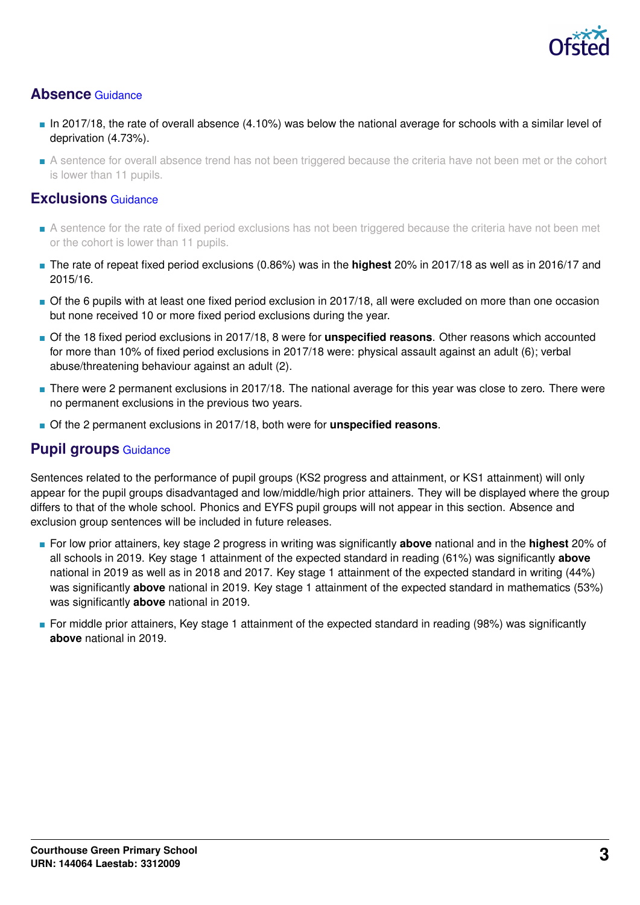## Absence Guidance

- In 2017/18, the rate of overall absence (4.10%) was below the national average for schools with a similar level of deprivation (4.73%).
- A sentence for overall absence trend has not been triggered because the criteria have not been met or the cohort is lower than 11 pupils.

## Exclusions Guidance

- A sentence for the rate of fixed period exclusions has not been triggered because the criteria have not been met or the cohort is lower than 11 pupils.
- The rate of repeat fixed period exclusions (0.86%) was in the **highest** 20% in 2017/18 as well as in 2016/17 and 2015/16.
- Of the 6 pupils with at least one fixed period exclusion in 2017/18, all were excluded on more than one occasion but none received 10 or more fixed period exclusions during the year.
- Of the 18 fixed period exclusions in 2017/18, 8 were for **unspecified reasons**. Other reasons which accounted for more than 10% of fixed period exclusions in 2017/18 were: physical assault against an adult (6); verbal abuse/threatening behaviour against an adult (2).
- There were 2 permanent exclusions in 2017/18. The national average for this year was close to zero. There were no permanent exclusions in the previous two years.
- Of the 2 permanent exclusions in 2017/18, both were for **unspecified reasons**.

## Pupil groups Guidance

Sentences related to the performance of pupil groups (KS2 progress and attainment, or KS1 attainment) will only appear for the pupil groups disadvantaged and low/middle/high prior attainers. They will be displayed where the group differs to that of the whole school. Phonics and EYFS pupil groups will not appear in this section. Absence and exclusion group sentences will be included in future releases.

- For low prior attainers, key stage 2 progress in writing was significantly **above** national and in the **highest** 20% of all schools in 2019. Key stage 1 attainment of the expected standard in reading (61%) was significantly **above** national in 2019 as well as in 2018 and 2017. Key stage 1 attainment of the expected standard in writing (44%) was significantly **above** national in 2019. Key stage 1 attainment of the expected standard in mathematics (53%) was significantly **above** national in 2019.
- For middle prior attainers, Key stage 1 attainment of the expected standard in reading (98%) was significantly **above** national in 2019.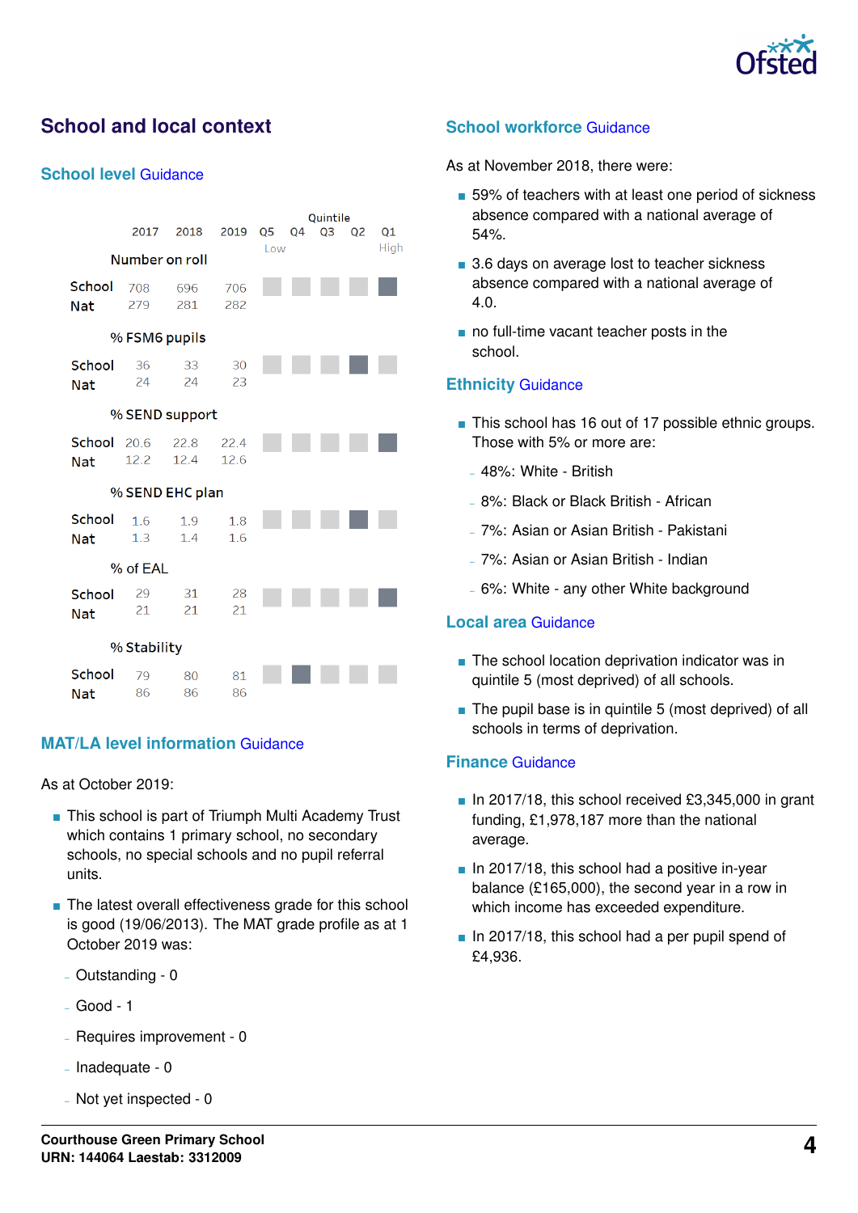# School and local context

## School level Guidance

| | 2017 | 2018 | 2019 | Quintile Q5 (Low) | Q4 | Q3 | Q2 | Q1 (High) |
|---|---|---|---|---|---|---|---|---|
| **Number on roll** | | | | | | | | |
| School | 708 | 696 | 706 | | | | | ■ |
| Nat | 279 | 281 | 282 | | | | | |
| **% FSM6 pupils** | | | | | | | | |
| School | 36 | 33 | 30 | | | | ■ | |
| Nat | 24 | 24 | 23 | | | | | |
| **% SEND support** | | | | | | | | |
| School | 20.6 | 22.8 | 22.4 | | | | | ■ |
| Nat | 12.2 | 12.4 | 12.6 | | | | | |
| **% SEND EHC plan** | | | | | | | | |
| School | 1.6 | 1.9 | 1.8 | | | | ■ | |
| Nat | 1.3 | 1.4 | 1.6 | | | | | |
| **% of EAL** | | | | | | | | |
| School | 29 | 31 | 28 | | | | | ■ |
| Nat | 21 | 21 | 21 | | | | | |
| **% Stability** | | | | | | | | |
| School | 79 | 80 | 81 | | ■ | | | |
| Nat | 86 | 86 | 86 | | | | | |

## MAT/LA level information Guidance

As at October 2019:

- This school is part of Triumph Multi Academy Trust which contains 1 primary school, no secondary schools, no special schools and no pupil referral units.
- The latest overall effectiveness grade for this school is good (19/06/2013). The MAT grade profile as at 1 October 2019 was:
  - Outstanding - 0
  - Good - 1
  - Requires improvement - 0
  - Inadequate - 0
  - Not yet inspected - 0

## School workforce Guidance

As at November 2018, there were:

- 59% of teachers with at least one period of sickness absence compared with a national average of 54%.
- 3.6 days on average lost to teacher sickness absence compared with a national average of 4.0.
- no full-time vacant teacher posts in the school.

## Ethnicity Guidance

- This school has 16 out of 17 possible ethnic groups. Those with 5% or more are:
  - 48%: White - British
  - 8%: Black or Black British - African
  - 7%: Asian or Asian British - Pakistani
  - 7%: Asian or Asian British - Indian
  - 6%: White - any other White background

## Local area Guidance

- The school location deprivation indicator was in quintile 5 (most deprived) of all schools.
- The pupil base is in quintile 5 (most deprived) of all schools in terms of deprivation.

## Finance Guidance

- In 2017/18, this school received £3,345,000 in grant funding, £1,978,187 more than the national average.
- In 2017/18, this school had a positive in-year balance (£165,000), the second year in a row in which income has exceeded expenditure.
- In 2017/18, this school had a per pupil spend of £4,936.

**Courthouse Green Primary School**
**URN: 144064 Laestab: 3312009**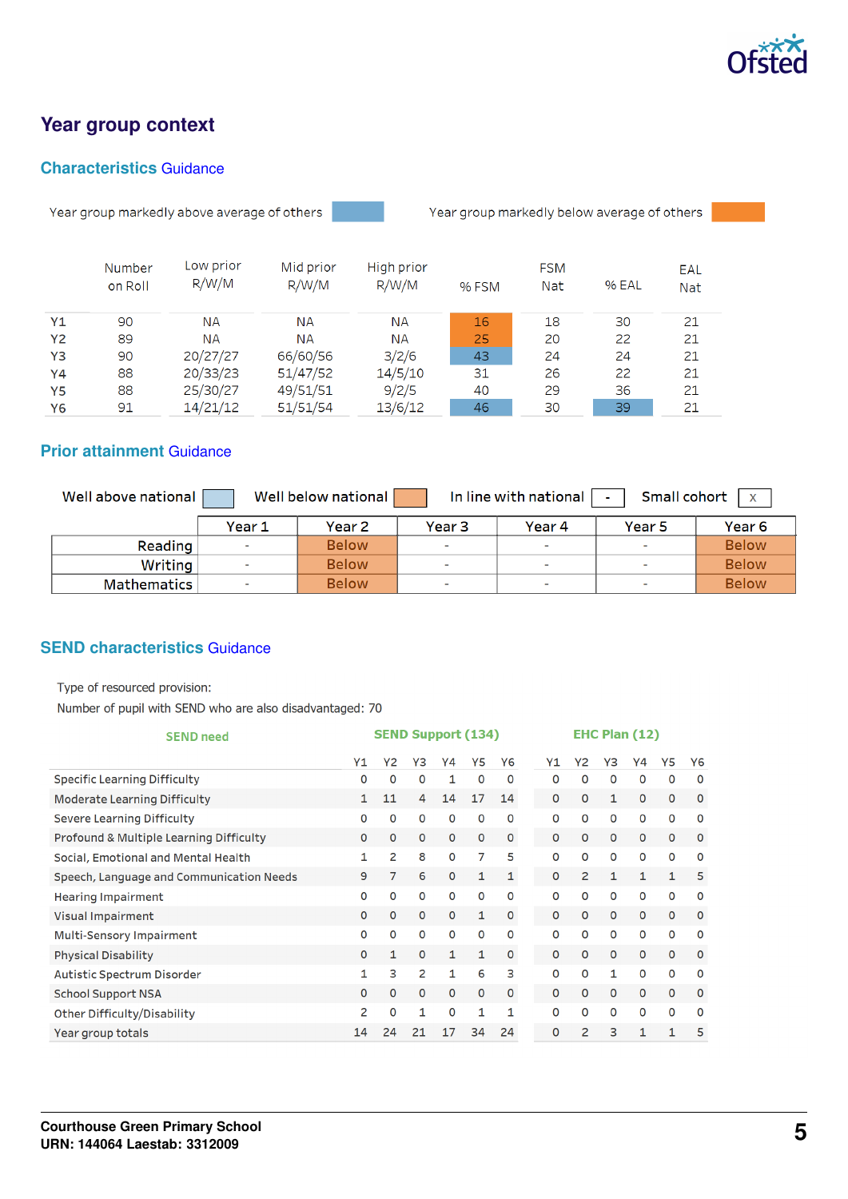# Year group context

## Characteristics Guidance

Year group markedly above average of others | Year group markedly below average of others

| | Number on Roll | Low prior R/W/M | Mid prior R/W/M | High prior R/W/M | % FSM | FSM Nat | % EAL | EAL Nat |
|---|---|---|---|---|---|---|---|---|
| Y1 | 90 | NA | NA | NA | 16 | 18 | 30 | 21 |
| Y2 | 89 | NA | NA | NA | 25 | 20 | 22 | 21 |
| Y3 | 90 | 20/27/27 | 66/60/56 | 3/2/6 | 43 | 24 | 24 | 21 |
| Y4 | 88 | 20/33/23 | 51/47/52 | 14/5/10 | 31 | 26 | 22 | 21 |
| Y5 | 88 | 25/30/27 | 49/51/51 | 9/2/5 | 40 | 29 | 36 | 21 |
| Y6 | 91 | 14/21/12 | 51/51/54 | 13/6/12 | 46 | 30 | 39 | 21 |

## Prior attainment Guidance

Well above national | Well below national | In line with national - | Small cohort x

| | Year 1 | Year 2 | Year 3 | Year 4 | Year 5 | Year 6 |
|---|---|---|---|---|---|---|
| Reading | - | Below | - | - | - | Below |
| Writing | - | Below | - | - | - | Below |
| Mathematics | - | Below | - | - | - | Below |

## SEND characteristics Guidance

Type of resourced provision:

Number of pupil with SEND who are also disadvantaged: 70

| SEND need | SEND Support (134) | | | | | | EHC Plan (12) | | | | | |
|---|---|---|---|---|---|---|---|---|---|---|---|---|
| | Y1 | Y2 | Y3 | Y4 | Y5 | Y6 | Y1 | Y2 | Y3 | Y4 | Y5 | Y6 |
| Specific Learning Difficulty | 0 | 0 | 0 | 1 | 0 | 0 | 0 | 0 | 0 | 0 | 0 | 0 |
| Moderate Learning Difficulty | 1 | 11 | 4 | 14 | 17 | 14 | 0 | 0 | 1 | 0 | 0 | 0 |
| Severe Learning Difficulty | 0 | 0 | 0 | 0 | 0 | 0 | 0 | 0 | 0 | 0 | 0 | 0 |
| Profound & Multiple Learning Difficulty | 0 | 0 | 0 | 0 | 0 | 0 | 0 | 0 | 0 | 0 | 0 | 0 |
| Social, Emotional and Mental Health | 1 | 2 | 8 | 0 | 7 | 5 | 0 | 0 | 0 | 0 | 0 | 0 |
| Speech, Language and Communication Needs | 9 | 7 | 6 | 0 | 1 | 1 | 0 | 2 | 1 | 1 | 1 | 5 |
| Hearing Impairment | 0 | 0 | 0 | 0 | 0 | 0 | 0 | 0 | 0 | 0 | 0 | 0 |
| Visual Impairment | 0 | 0 | 0 | 0 | 1 | 0 | 0 | 0 | 0 | 0 | 0 | 0 |
| Multi-Sensory Impairment | 0 | 0 | 0 | 0 | 0 | 0 | 0 | 0 | 0 | 0 | 0 | 0 |
| Physical Disability | 0 | 1 | 0 | 1 | 1 | 0 | 0 | 0 | 0 | 0 | 0 | 0 |
| Autistic Spectrum Disorder | 1 | 3 | 2 | 1 | 6 | 3 | 0 | 0 | 1 | 0 | 0 | 0 |
| School Support NSA | 0 | 0 | 0 | 0 | 0 | 0 | 0 | 0 | 0 | 0 | 0 | 0 |
| Other Difficulty/Disability | 2 | 0 | 1 | 0 | 1 | 1 | 0 | 0 | 0 | 0 | 0 | 0 |
| Year group totals | 14 | 24 | 21 | 17 | 34 | 24 | 0 | 2 | 3 | 1 | 1 | 5 |

**Courthouse Green Primary School**
**URN: 144064 Laestab: 3312009**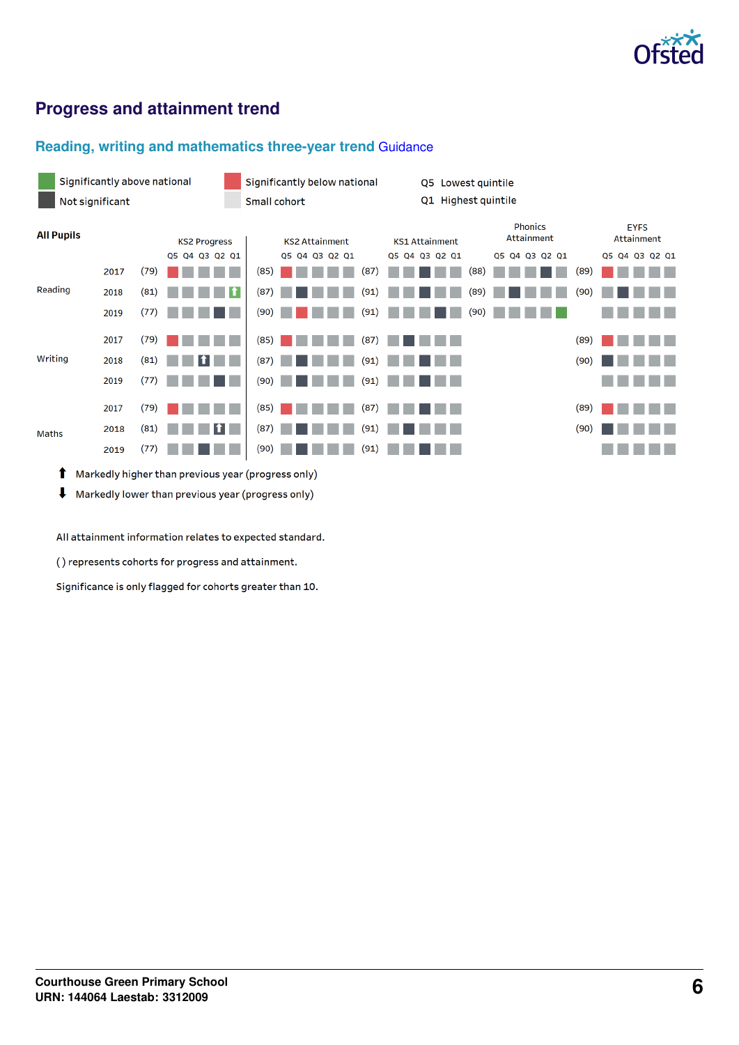## Progress and attainment trend

### Reading, writing and mathematics three-year trend Guidance

Significantly above national
Not significant
Significantly below national
Small cohort
Q5 Lowest quintile
Q1 Highest quintile

All Pupils

KS2 Progress
KS2 Attainment
KS1 Attainment
Phonics Attainment
EYFS Attainment

Q5 Q4 Q3 Q2 Q1

Reading
2017 (79) (85) (87) (88) (89)
2018 (81) (87) (91) (89) (90)
2019 (77) (90) (91) (90)

Writing
2017 (79) (85) (87) (89)
2018 (81) (87) (91) (90)
2019 (77) (90) (91)

Maths
2017 (79) (85) (87) (89)
2018 (81) (87) (91) (90)
2019 (77) (90) (91)

⬆ Markedly higher than previous year (progress only)

⬇ Markedly lower than previous year (progress only)

All attainment information relates to expected standard.

( ) represents cohorts for progress and attainment.

Significance is only flagged for cohorts greater than 10.